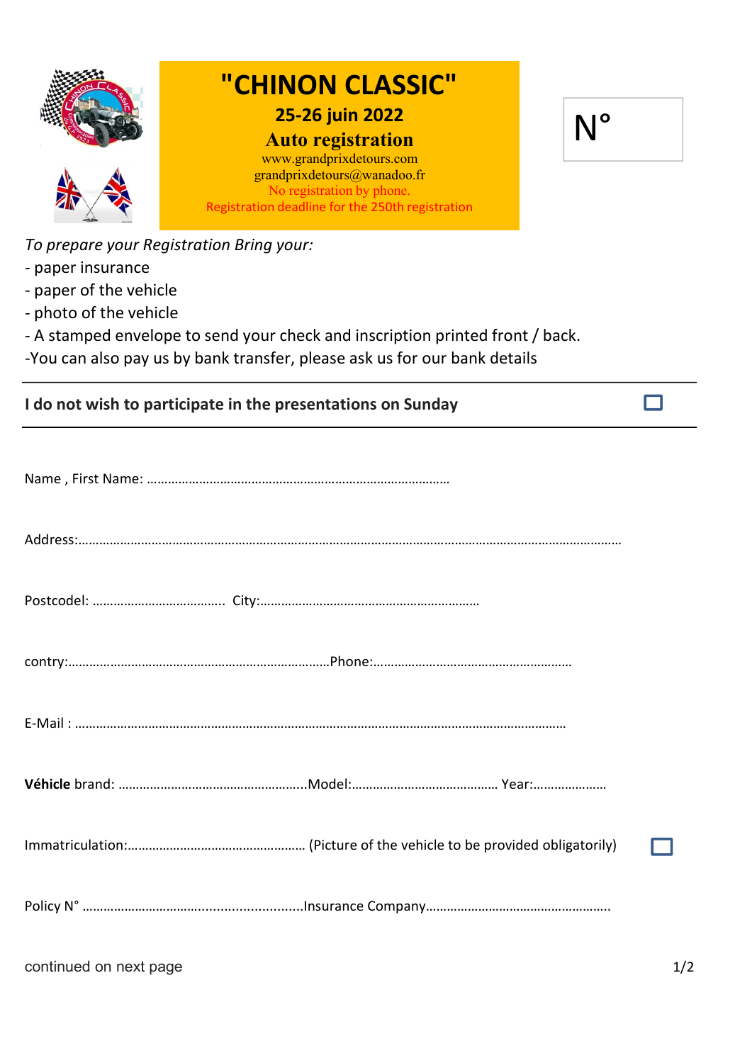# "CHINON CLASSIC"

## 25-26 juin 2022

## Auto registration

www.grandprixdetours.com
grandprixdetours@wanadoo.fr
No registration by phone.
Registration deadline for the 250th registration

N°

*To prepare your Registration Bring your:*

- paper insurance
- paper of the vehicle
- photo of the vehicle
- A stamped envelope to send your check and inscription printed front / back.

-You can also pay us by bank transfer, please ask us for our bank details

---

**I do not wish to participate in the presentations on Sunday** ☐

---

Name , First Name: …………………………………………………………………………

Address:………………………………………………………………………………………………………………………………

Postcodel: ………………………………. City:………………………………………………………

contry:…………………………………………………………………Phone:…………………………………………………

E-Mail : …………………………………………………………………………………………………………………………

**Véhicle** brand: ……………………………………………..Model:…………………………………… Year:…………………

Immatriculation:…………………………………………… (Picture of the vehicle to be provided obligatorily) ☐

Policy N° ……………………………...........................Insurance Company…………………………………………….

continued on next page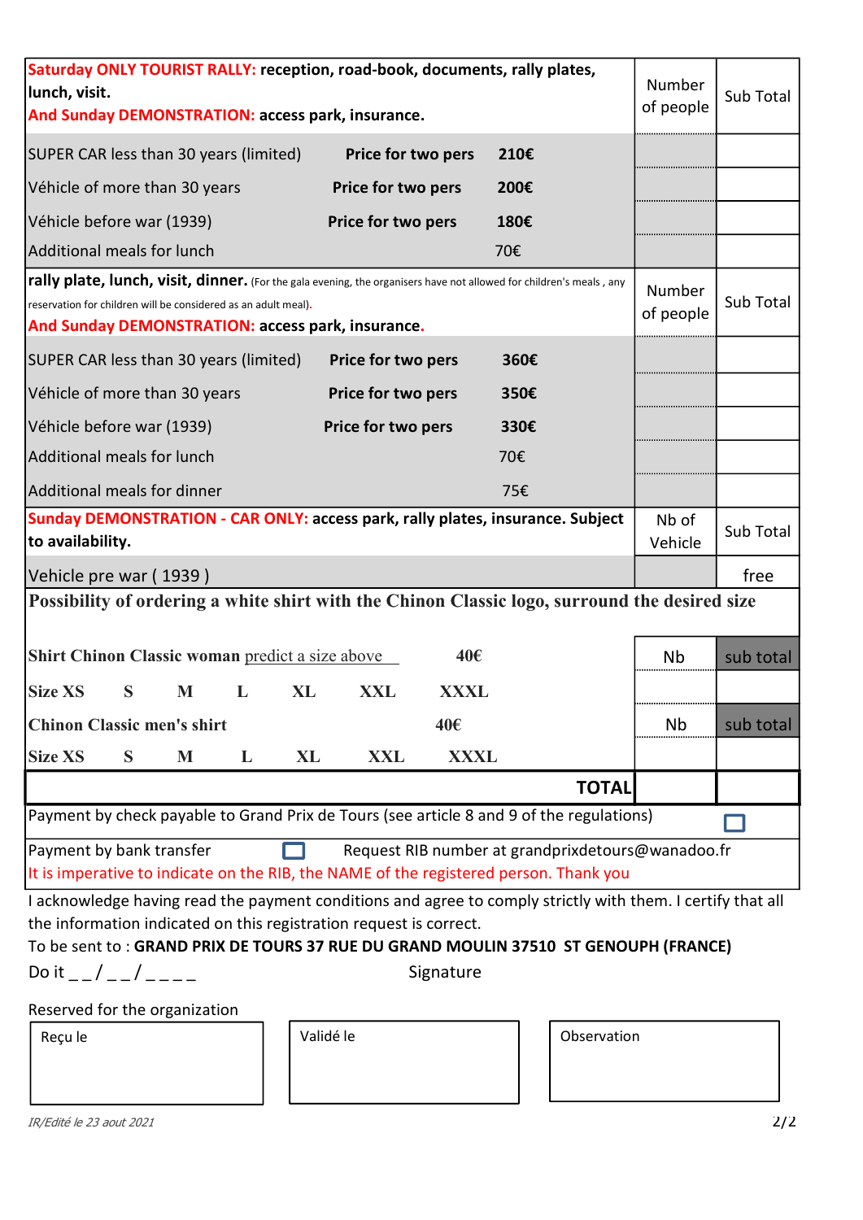| **Saturday ONLY TOURIST RALLY: reception, road-book, documents, rally plates, lunch, visit. And Sunday DEMONSTRATION: access park, insurance.** | | | Number of people | Sub Total |
|---|---|---|---|---|
| SUPER CAR less than 30 years (limited) | **Price for two pers** | **210€** | | |
| Véhicle of more than 30 years | **Price for two pers** | **200€** | | |
| Véhicle before war (1939) | **Price for two pers** | **180€** | | |
| Additional meals for lunch | | 70€ | | |
| **rally plate, lunch, visit, dinner.** (For the gala evening, the organisers have not allowed for children's meals , any reservation for children will be considered as an adult meal). **And Sunday DEMONSTRATION: access park, insurance.** | | | Number of people | Sub Total |
| SUPER CAR less than 30 years (limited) | **Price for two pers** | **360€** | | |
| Véhicle of more than 30 years | **Price for two pers** | **350€** | | |
| Véhicle before war (1939) | **Price for two pers** | **330€** | | |
| Additional meals for lunch | | 70€ | | |
| Additional meals for dinner | | 75€ | | |
| **Sunday DEMONSTRATION - CAR ONLY: access park, rally plates, insurance. Subject to availability.** | | | Nb of Vehicle | Sub Total |
| Vehicle pre war ( 1939 ) | | | | free |
| **Possibility of ordering a white shirt with the Chinon Classic logo, surround the desired size** | | | | |
| **Shirt Chinon Classic woman** predict a size above | | **40€** | Nb | sub total |
| **Size XS S M L XL XXL XXXL** | | | | |
| **Chinon Classic men's shirt** | | **40€** | Nb | sub total |
| **Size XS S M L XL XXL XXXL** | | | | |
| | | **TOTAL** | | |

Payment by check payable to Grand Prix de Tours (see article 8 and 9 of the regulations) ☐

Payment by bank transfer ☐ Request RIB number at grandprixdetours@wanadoo.fr

It is imperative to indicate on the RIB, the NAME of the registered person. Thank you

I acknowledge having read the payment conditions and agree to comply strictly with them. I certify that all the information indicated on this registration request is correct.

To be sent to : **GRAND PRIX DE TOURS 37 RUE DU GRAND MOULIN 37510 ST GENOUPH (FRANCE)**

Do it _ _ / _ _ / _ _ _ _ Signature

Reserved for the organization

| Reçu le | Validé le | Observation |
|---|---|---|
| | | |

*IR/Edité le 23 aout 2021*